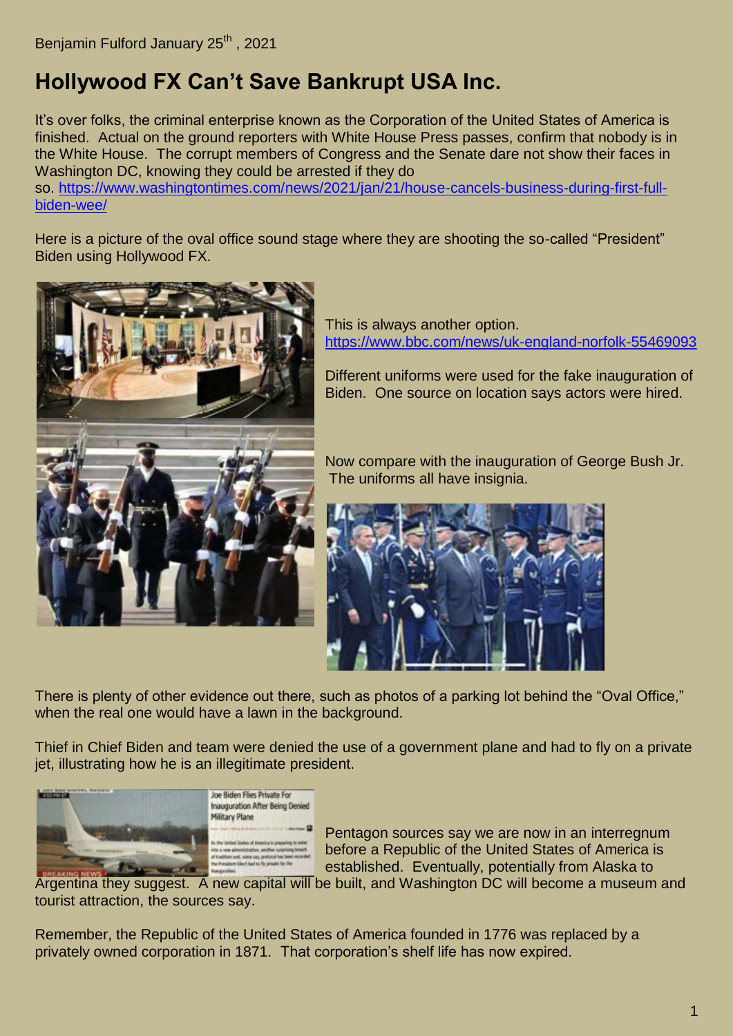Benjamin Fulford January 25th, 2021

# Hollywood FX Can't Save Bankrupt USA Inc.

It's over folks, the criminal enterprise known as the Corporation of the United States of America is finished. Actual on the ground reporters with White House Press passes, confirm that nobody is in the White House. The corrupt members of Congress and the Senate dare not show their faces in Washington DC, knowing they could be arrested if they do so. https://www.washingtontimes.com/news/2021/jan/21/house-cancels-business-during-first-full-biden-wee/

Here is a picture of the oval office sound stage where they are shooting the so-called "President" Biden using Hollywood FX.

This is always another option. https://www.bbc.com/news/uk-england-norfolk-55469093

Different uniforms were used for the fake inauguration of Biden. One source on location says actors were hired.

Now compare with the inauguration of George Bush Jr. The uniforms all have insignia.

There is plenty of other evidence out there, such as photos of a parking lot behind the "Oval Office," when the real one would have a lawn in the background.

Thief in Chief Biden and team were denied the use of a government plane and had to fly on a private jet, illustrating how he is an illegitimate president.

Pentagon sources say we are now in an interregnum before a Republic of the United States of America is established. Eventually, potentially from Alaska to Argentina they suggest. A new capital will be built, and Washington DC will become a museum and tourist attraction, the sources say.

Remember, the Republic of the United States of America founded in 1776 was replaced by a privately owned corporation in 1871. That corporation's shelf life has now expired.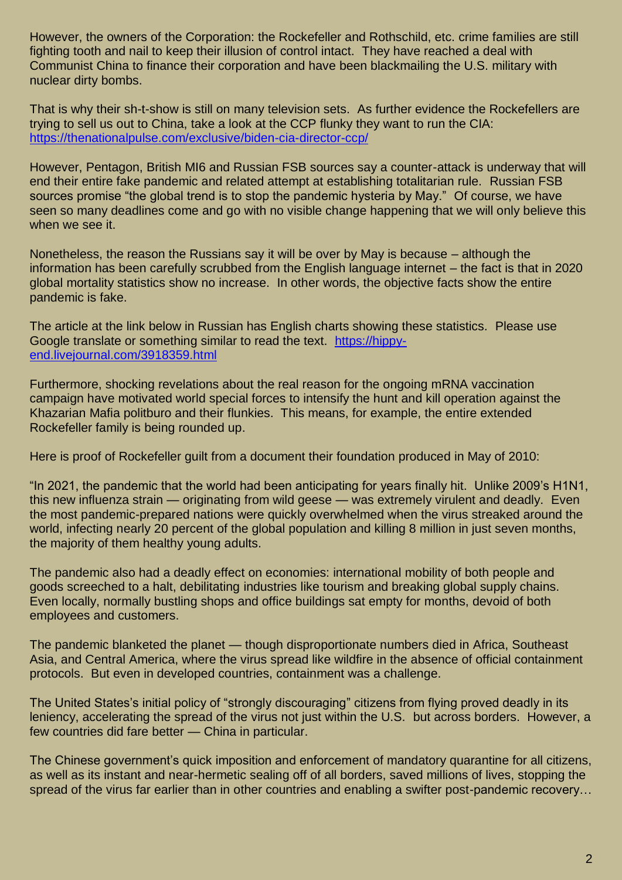However, the owners of the Corporation: the Rockefeller and Rothschild, etc. crime families are still fighting tooth and nail to keep their illusion of control intact. They have reached a deal with Communist China to finance their corporation and have been blackmailing the U.S. military with nuclear dirty bombs.

That is why their sh-t-show is still on many television sets. As further evidence the Rockefellers are trying to sell us out to China, take a look at the CCP flunky they want to run the CIA: [https://thenationalpulse.com/exclusive/biden-cia-director-ccp/](https://thenationalpulse.com/exclusive/biden-cia-director-ccp/)

However, Pentagon, British MI6 and Russian FSB sources say a counter-attack is underway that will end their entire fake pandemic and related attempt at establishing totalitarian rule. Russian FSB sources promise "the global trend is to stop the pandemic hysteria by May." Of course, we have seen so many deadlines come and go with no visible change happening that we will only believe this when we see it.

Nonetheless, the reason the Russians say it will be over by May is because – although the information has been carefully scrubbed from the English language internet – the fact is that in 2020 global mortality statistics show no increase. In other words, the objective facts show the entire pandemic is fake.

The article at the link below in Russian has English charts showing these statistics. Please use Google translate or something similar to read the text. [https://hippy-end.livejournal.com/3918359.html](https://hippy-end.livejournal.com/3918359.html)

Furthermore, shocking revelations about the real reason for the ongoing mRNA vaccination campaign have motivated world special forces to intensify the hunt and kill operation against the Khazarian Mafia politburo and their flunkies. This means, for example, the entire extended Rockefeller family is being rounded up.

Here is proof of Rockefeller guilt from a document their foundation produced in May of 2010:

"In 2021, the pandemic that the world had been anticipating for years finally hit. Unlike 2009's H1N1, this new influenza strain — originating from wild geese — was extremely virulent and deadly. Even the most pandemic-prepared nations were quickly overwhelmed when the virus streaked around the world, infecting nearly 20 percent of the global population and killing 8 million in just seven months, the majority of them healthy young adults.

The pandemic also had a deadly effect on economies: international mobility of both people and goods screeched to a halt, debilitating industries like tourism and breaking global supply chains. Even locally, normally bustling shops and office buildings sat empty for months, devoid of both employees and customers.

The pandemic blanketed the planet — though disproportionate numbers died in Africa, Southeast Asia, and Central America, where the virus spread like wildfire in the absence of official containment protocols. But even in developed countries, containment was a challenge.

The United States's initial policy of "strongly discouraging" citizens from flying proved deadly in its leniency, accelerating the spread of the virus not just within the U.S. but across borders. However, a few countries did fare better — China in particular.

The Chinese government's quick imposition and enforcement of mandatory quarantine for all citizens, as well as its instant and near-hermetic sealing off of all borders, saved millions of lives, stopping the spread of the virus far earlier than in other countries and enabling a swifter post-pandemic recovery…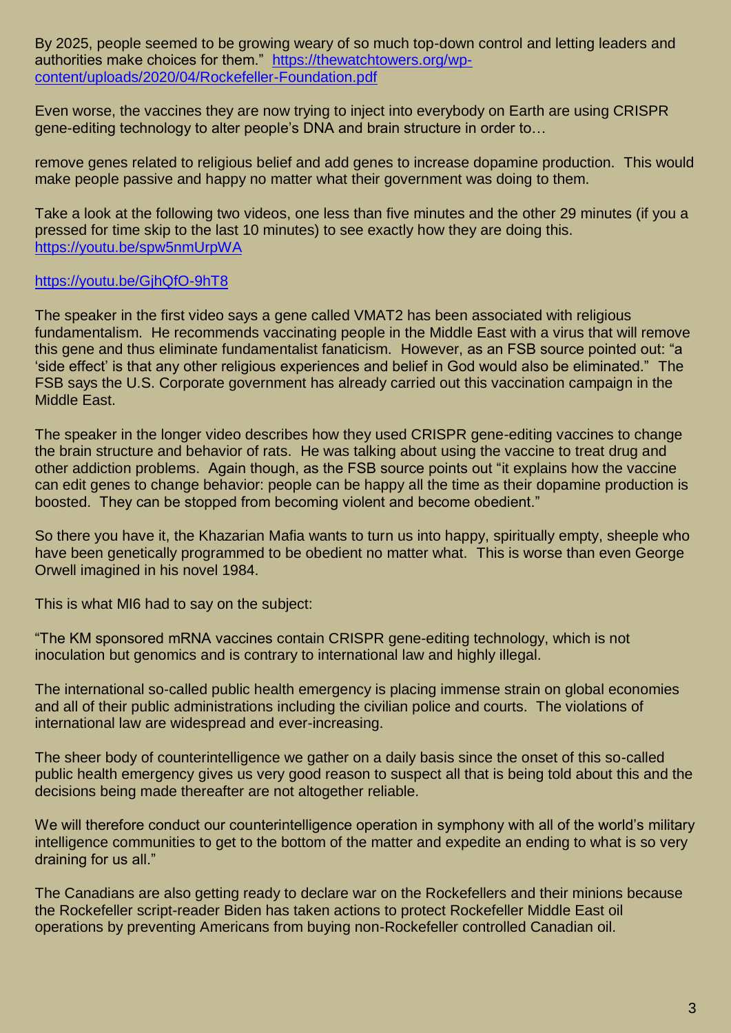By 2025, people seemed to be growing weary of so much top-down control and letting leaders and authorities make choices for them." https://thewatchtowers.org/wp-content/uploads/2020/04/Rockefeller-Foundation.pdf

Even worse, the vaccines they are now trying to inject into everybody on Earth are using CRISPR gene-editing technology to alter people's DNA and brain structure in order to…

remove genes related to religious belief and add genes to increase dopamine production. This would make people passive and happy no matter what their government was doing to them.

Take a look at the following two videos, one less than five minutes and the other 29 minutes (if you a pressed for time skip to the last 10 minutes) to see exactly how they are doing this.
https://youtu.be/spw5nmUrpWA

https://youtu.be/GjhQfO-9hT8

The speaker in the first video says a gene called VMAT2 has been associated with religious fundamentalism. He recommends vaccinating people in the Middle East with a virus that will remove this gene and thus eliminate fundamentalist fanaticism. However, as an FSB source pointed out: "a 'side effect' is that any other religious experiences and belief in God would also be eliminated." The FSB says the U.S. Corporate government has already carried out this vaccination campaign in the Middle East.

The speaker in the longer video describes how they used CRISPR gene-editing vaccines to change the brain structure and behavior of rats. He was talking about using the vaccine to treat drug and other addiction problems. Again though, as the FSB source points out "it explains how the vaccine can edit genes to change behavior: people can be happy all the time as their dopamine production is boosted. They can be stopped from becoming violent and become obedient."

So there you have it, the Khazarian Mafia wants to turn us into happy, spiritually empty, sheeple who have been genetically programmed to be obedient no matter what. This is worse than even George Orwell imagined in his novel 1984.

This is what MI6 had to say on the subject:

"The KM sponsored mRNA vaccines contain CRISPR gene-editing technology, which is not inoculation but genomics and is contrary to international law and highly illegal.

The international so-called public health emergency is placing immense strain on global economies and all of their public administrations including the civilian police and courts. The violations of international law are widespread and ever-increasing.

The sheer body of counterintelligence we gather on a daily basis since the onset of this so-called public health emergency gives us very good reason to suspect all that is being told about this and the decisions being made thereafter are not altogether reliable.

We will therefore conduct our counterintelligence operation in symphony with all of the world's military intelligence communities to get to the bottom of the matter and expedite an ending to what is so very draining for us all."

The Canadians are also getting ready to declare war on the Rockefellers and their minions because the Rockefeller script-reader Biden has taken actions to protect Rockefeller Middle East oil operations by preventing Americans from buying non-Rockefeller controlled Canadian oil.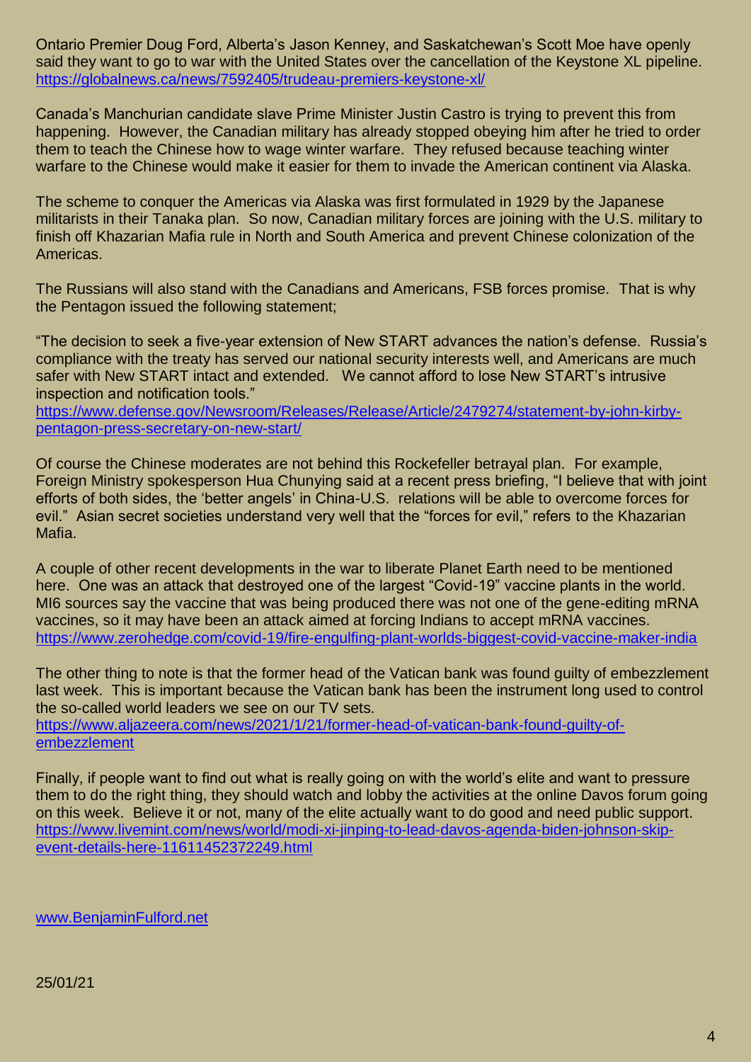Ontario Premier Doug Ford, Alberta's Jason Kenney, and Saskatchewan's Scott Moe have openly said they want to go to war with the United States over the cancellation of the Keystone XL pipeline.
https://globalnews.ca/news/7592405/trudeau-premiers-keystone-xl/

Canada's Manchurian candidate slave Prime Minister Justin Castro is trying to prevent this from happening. However, the Canadian military has already stopped obeying him after he tried to order them to teach the Chinese how to wage winter warfare. They refused because teaching winter warfare to the Chinese would make it easier for them to invade the American continent via Alaska.

The scheme to conquer the Americas via Alaska was first formulated in 1929 by the Japanese militarists in their Tanaka plan. So now, Canadian military forces are joining with the U.S. military to finish off Khazarian Mafia rule in North and South America and prevent Chinese colonization of the Americas.

The Russians will also stand with the Canadians and Americans, FSB forces promise. That is why the Pentagon issued the following statement;

"The decision to seek a five-year extension of New START advances the nation's defense. Russia's compliance with the treaty has served our national security interests well, and Americans are much safer with New START intact and extended. We cannot afford to lose New START's intrusive inspection and notification tools."
https://www.defense.gov/Newsroom/Releases/Release/Article/2479274/statement-by-john-kirby-pentagon-press-secretary-on-new-start/

Of course the Chinese moderates are not behind this Rockefeller betrayal plan. For example, Foreign Ministry spokesperson Hua Chunying said at a recent press briefing, "I believe that with joint efforts of both sides, the 'better angels' in China-U.S. relations will be able to overcome forces for evil." Asian secret societies understand very well that the "forces for evil," refers to the Khazarian Mafia.

A couple of other recent developments in the war to liberate Planet Earth need to be mentioned here. One was an attack that destroyed one of the largest "Covid-19" vaccine plants in the world. MI6 sources say the vaccine that was being produced there was not one of the gene-editing mRNA vaccines, so it may have been an attack aimed at forcing Indians to accept mRNA vaccines.
https://www.zerohedge.com/covid-19/fire-engulfing-plant-worlds-biggest-covid-vaccine-maker-india

The other thing to note is that the former head of the Vatican bank was found guilty of embezzlement last week. This is important because the Vatican bank has been the instrument long used to control the so-called world leaders we see on our TV sets.
https://www.aljazeera.com/news/2021/1/21/former-head-of-vatican-bank-found-guilty-of-embezzlement

Finally, if people want to find out what is really going on with the world's elite and want to pressure them to do the right thing, they should watch and lobby the activities at the online Davos forum going on this week. Believe it or not, many of the elite actually want to do good and need public support.
https://www.livemint.com/news/world/modi-xi-jinping-to-lead-davos-agenda-biden-johnson-skip-event-details-here-11611452372249.html

www.BenjaminFulford.net

25/01/21